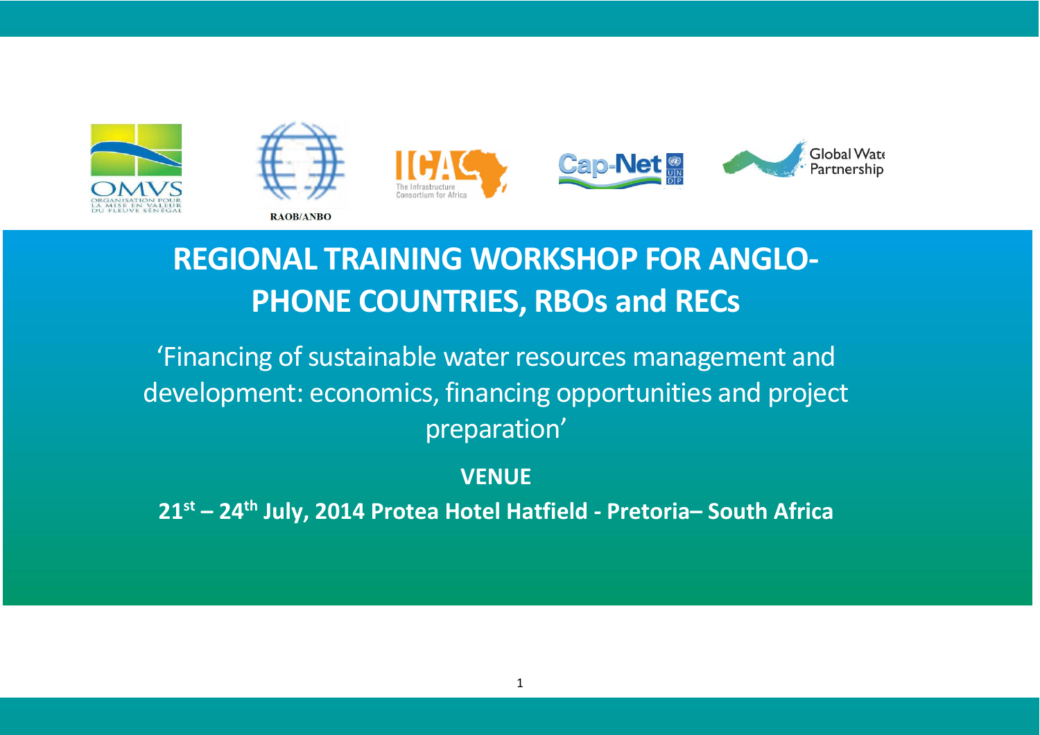RAOB/ANBO

# REGIONAL TRAINING WORKSHOP FOR ANGLO-PHONE COUNTRIES, RBOs and RECs

‘Financing of sustainable water resources management and development: economics, financing opportunities and project preparation’

**VENUE**

**21st – 24th July, 2014 Protea Hotel Hatfield - Pretoria– South Africa**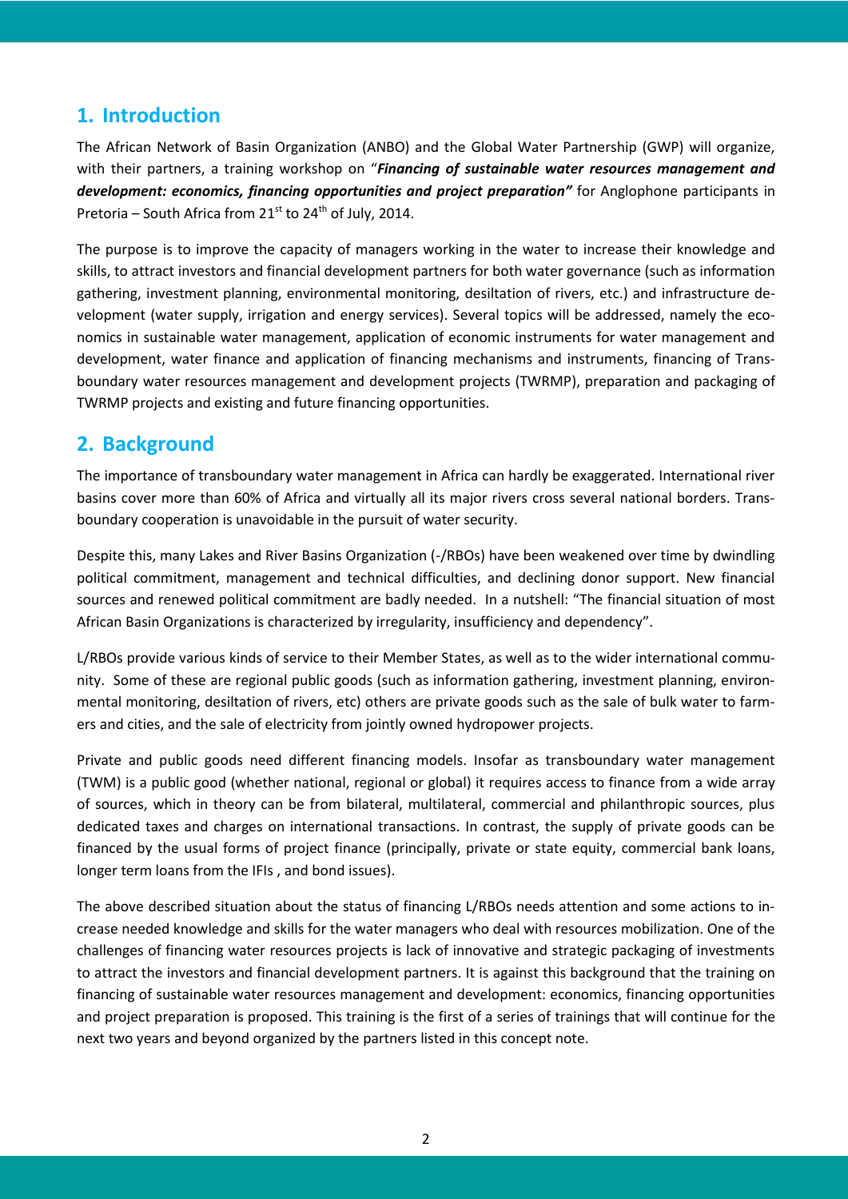## 1. Introduction

The African Network of Basin Organization (ANBO) and the Global Water Partnership (GWP) will organize, with their partners, a training workshop on "***Financing of sustainable water resources management and development: economics, financing opportunities and project preparation"*** for Anglophone participants in Pretoria – South Africa from 21st to 24th of July, 2014.

The purpose is to improve the capacity of managers working in the water to increase their knowledge and skills, to attract investors and financial development partners for both water governance (such as information gathering, investment planning, environmental monitoring, desiltation of rivers, etc.) and infrastructure development (water supply, irrigation and energy services). Several topics will be addressed, namely the economics in sustainable water management, application of economic instruments for water management and development, water finance and application of financing mechanisms and instruments, financing of Transboundary water resources management and development projects (TWRMP), preparation and packaging of TWRMP projects and existing and future financing opportunities.

## 2. Background

The importance of transboundary water management in Africa can hardly be exaggerated. International river basins cover more than 60% of Africa and virtually all its major rivers cross several national borders. Transboundary cooperation is unavoidable in the pursuit of water security.

Despite this, many Lakes and River Basins Organization (-/RBOs) have been weakened over time by dwindling political commitment, management and technical difficulties, and declining donor support. New financial sources and renewed political commitment are badly needed. In a nutshell: "The financial situation of most African Basin Organizations is characterized by irregularity, insufficiency and dependency".

L/RBOs provide various kinds of service to their Member States, as well as to the wider international community. Some of these are regional public goods (such as information gathering, investment planning, environmental monitoring, desiltation of rivers, etc) others are private goods such as the sale of bulk water to farmers and cities, and the sale of electricity from jointly owned hydropower projects.

Private and public goods need different financing models. Insofar as transboundary water management (TWM) is a public good (whether national, regional or global) it requires access to finance from a wide array of sources, which in theory can be from bilateral, multilateral, commercial and philanthropic sources, plus dedicated taxes and charges on international transactions. In contrast, the supply of private goods can be financed by the usual forms of project finance (principally, private or state equity, commercial bank loans, longer term loans from the IFIs , and bond issues).

The above described situation about the status of financing L/RBOs needs attention and some actions to increase needed knowledge and skills for the water managers who deal with resources mobilization. One of the challenges of financing water resources projects is lack of innovative and strategic packaging of investments to attract the investors and financial development partners. It is against this background that the training on financing of sustainable water resources management and development: economics, financing opportunities and project preparation is proposed. This training is the first of a series of trainings that will continue for the next two years and beyond organized by the partners listed in this concept note.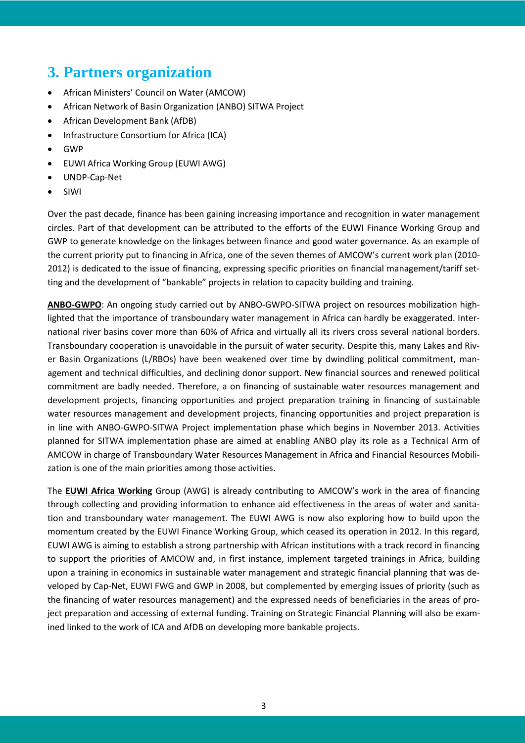# 3. Partners organization

- African Ministers' Council on Water (AMCOW)
- African Network of Basin Organization (ANBO) SITWA Project
- African Development Bank (AfDB)
- Infrastructure Consortium for Africa (ICA)
- GWP
- EUWI Africa Working Group (EUWI AWG)
- UNDP-Cap-Net
- SIWI

Over the past decade, finance has been gaining increasing importance and recognition in water management circles. Part of that development can be attributed to the efforts of the EUWI Finance Working Group and GWP to generate knowledge on the linkages between finance and good water governance. As an example of the current priority put to financing in Africa, one of the seven themes of AMCOW's current work plan (2010-2012) is dedicated to the issue of financing, expressing specific priorities on financial management/tariff setting and the development of "bankable" projects in relation to capacity building and training.

**ANBO-GWPO**: An ongoing study carried out by ANBO-GWPO-SITWA project on resources mobilization highlighted that the importance of transboundary water management in Africa can hardly be exaggerated. International river basins cover more than 60% of Africa and virtually all its rivers cross several national borders. Transboundary cooperation is unavoidable in the pursuit of water security. Despite this, many Lakes and River Basin Organizations (L/RBOs) have been weakened over time by dwindling political commitment, management and technical difficulties, and declining donor support. New financial sources and renewed political commitment are badly needed. Therefore, a on financing of sustainable water resources management and development projects, financing opportunities and project preparation training in financing of sustainable water resources management and development projects, financing opportunities and project preparation is in line with ANBO-GWPO-SITWA Project implementation phase which begins in November 2013. Activities planned for SITWA implementation phase are aimed at enabling ANBO play its role as a Technical Arm of AMCOW in charge of Transboundary Water Resources Management in Africa and Financial Resources Mobilization is one of the main priorities among those activities.

The **EUWI Africa Working** Group (AWG) is already contributing to AMCOW's work in the area of financing through collecting and providing information to enhance aid effectiveness in the areas of water and sanitation and transboundary water management. The EUWI AWG is now also exploring how to build upon the momentum created by the EUWI Finance Working Group, which ceased its operation in 2012. In this regard, EUWI AWG is aiming to establish a strong partnership with African institutions with a track record in financing to support the priorities of AMCOW and, in first instance, implement targeted trainings in Africa, building upon a training in economics in sustainable water management and strategic financial planning that was developed by Cap-Net, EUWI FWG and GWP in 2008, but complemented by emerging issues of priority (such as the financing of water resources management) and the expressed needs of beneficiaries in the areas of project preparation and accessing of external funding. Training on Strategic Financial Planning will also be examined linked to the work of ICA and AfDB on developing more bankable projects.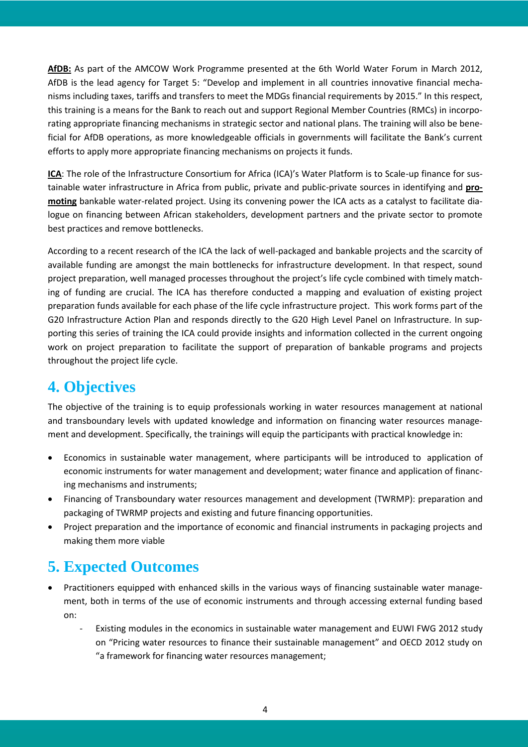**AfDB:** As part of the AMCOW Work Programme presented at the 6th World Water Forum in March 2012, AfDB is the lead agency for Target 5: "Develop and implement in all countries innovative financial mechanisms including taxes, tariffs and transfers to meet the MDGs financial requirements by 2015." In this respect, this training is a means for the Bank to reach out and support Regional Member Countries (RMCs) in incorporating appropriate financing mechanisms in strategic sector and national plans. The training will also be beneficial for AfDB operations, as more knowledgeable officials in governments will facilitate the Bank's current efforts to apply more appropriate financing mechanisms on projects it funds.

**ICA**: The role of the Infrastructure Consortium for Africa (ICA)'s Water Platform is to Scale-up finance for sustainable water infrastructure in Africa from public, private and public-private sources in identifying and **promoting** bankable water-related project. Using its convening power the ICA acts as a catalyst to facilitate dialogue on financing between African stakeholders, development partners and the private sector to promote best practices and remove bottlenecks.

According to a recent research of the ICA the lack of well-packaged and bankable projects and the scarcity of available funding are amongst the main bottlenecks for infrastructure development. In that respect, sound project preparation, well managed processes throughout the project's life cycle combined with timely matching of funding are crucial. The ICA has therefore conducted a mapping and evaluation of existing project preparation funds available for each phase of the life cycle infrastructure project. This work forms part of the G20 Infrastructure Action Plan and responds directly to the G20 High Level Panel on Infrastructure. In supporting this series of training the ICA could provide insights and information collected in the current ongoing work on project preparation to facilitate the support of preparation of bankable programs and projects throughout the project life cycle.

# 4. Objectives

The objective of the training is to equip professionals working in water resources management at national and transboundary levels with updated knowledge and information on financing water resources management and development. Specifically, the trainings will equip the participants with practical knowledge in:

- Economics in sustainable water management, where participants will be introduced to application of economic instruments for water management and development; water finance and application of financing mechanisms and instruments;
- Financing of Transboundary water resources management and development (TWRMP): preparation and packaging of TWRMP projects and existing and future financing opportunities.
- Project preparation and the importance of economic and financial instruments in packaging projects and making them more viable

# 5. Expected Outcomes

- Practitioners equipped with enhanced skills in the various ways of financing sustainable water management, both in terms of the use of economic instruments and through accessing external funding based on:
    - Existing modules in the economics in sustainable water management and EUWI FWG 2012 study on "Pricing water resources to finance their sustainable management" and OECD 2012 study on "a framework for financing water resources management;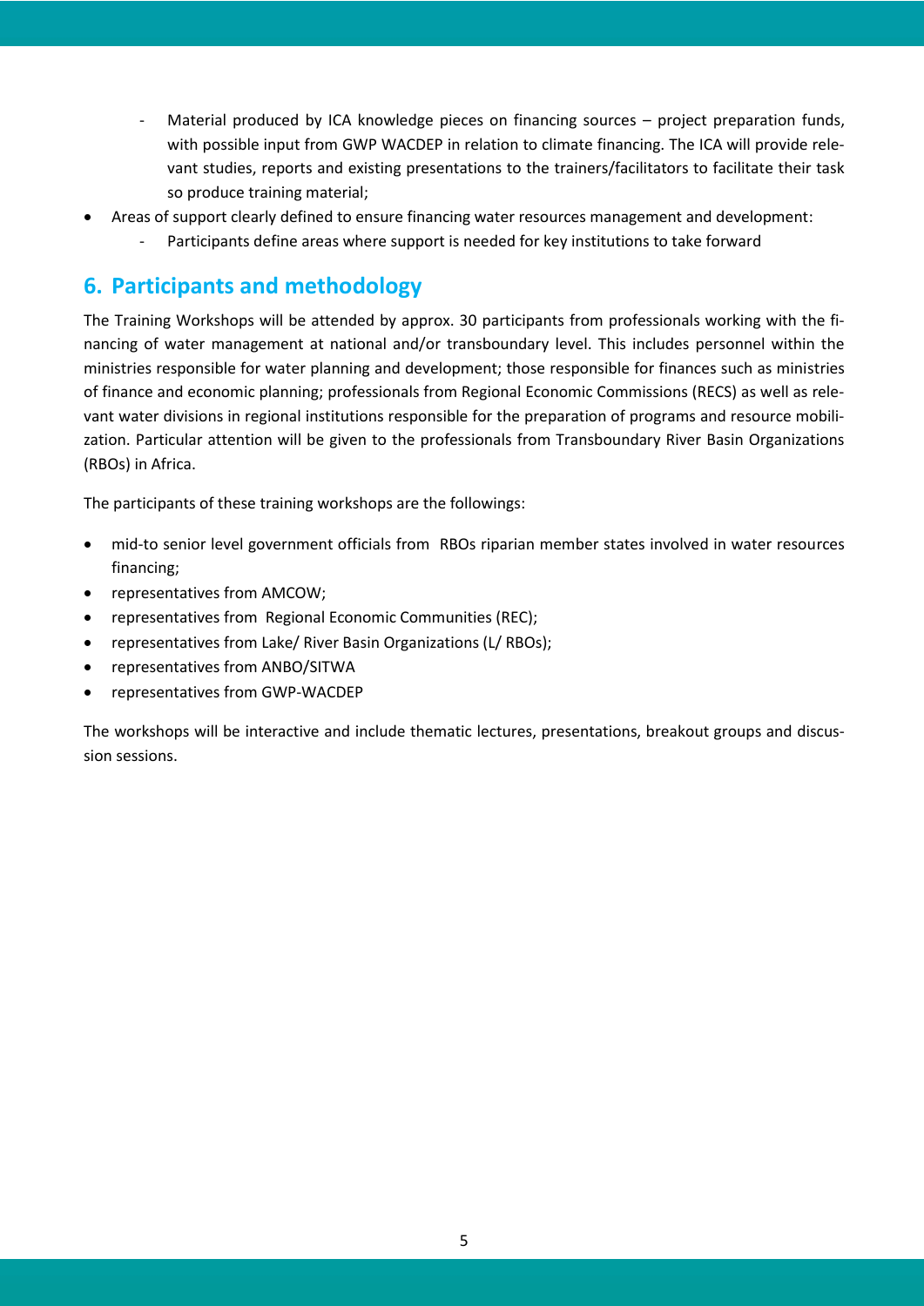- Material produced by ICA knowledge pieces on financing sources – project preparation funds, with possible input from GWP WACDEP in relation to climate financing. The ICA will provide relevant studies, reports and existing presentations to the trainers/facilitators to facilitate their task so produce training material;
- Areas of support clearly defined to ensure financing water resources management and development:
  - Participants define areas where support is needed for key institutions to take forward

## 6. Participants and methodology

The Training Workshops will be attended by approx. 30 participants from professionals working with the financing of water management at national and/or transboundary level. This includes personnel within the ministries responsible for water planning and development; those responsible for finances such as ministries of finance and economic planning; professionals from Regional Economic Commissions (RECS) as well as relevant water divisions in regional institutions responsible for the preparation of programs and resource mobilization. Particular attention will be given to the professionals from Transboundary River Basin Organizations (RBOs) in Africa.

The participants of these training workshops are the followings:

- mid-to senior level government officials from RBOs riparian member states involved in water resources financing;
- representatives from AMCOW;
- representatives from Regional Economic Communities (REC);
- representatives from Lake/ River Basin Organizations (L/ RBOs);
- representatives from ANBO/SITWA
- representatives from GWP-WACDEP

The workshops will be interactive and include thematic lectures, presentations, breakout groups and discussion sessions.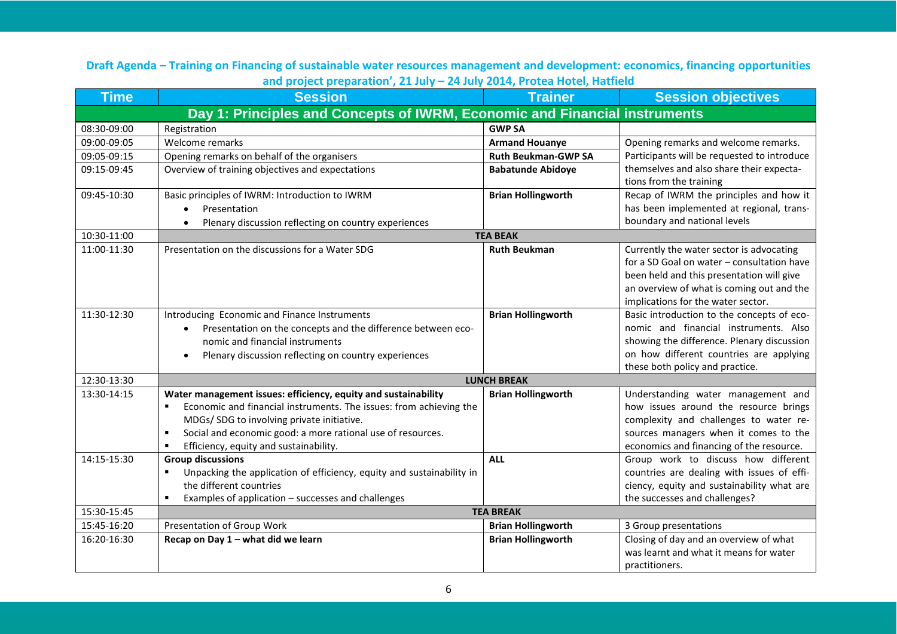**Draft Agenda – Training on Financing of sustainable water resources management and development: economics, financing opportunities and project preparation', 21 July – 24 July 2014, Protea Hotel, Hatfield**

| Time | Session | Trainer | Session objectives |
|---|---|---|---|
| **Day 1: Principles and Concepts of IWRM, Economic and Financial instruments** | | | |
| 08:30-09:00 | Registration | **GWP SA** | |
| 09:00-09:05 | Welcome remarks | **Armand Houanye** | Opening remarks and welcome remarks. Participants will be requested to introduce themselves and also share their expectations from the training |
| 09:05-09:15 | Opening remarks on behalf of the organisers | **Ruth Beukman-GWP SA** | |
| 09:15-09:45 | Overview of training objectives and expectations | **Babatunde Abidoye** | |
| 09:45-10:30 | Basic principles of IWRM: Introduction to IWRM<br>• Presentation<br>• Plenary discussion reflecting on country experiences | **Brian Hollingworth** | Recap of IWRM the principles and how it has been implemented at regional, trans-boundary and national levels |
| 10:30-11:00 | **TEA BEAK** | | |
| 11:00-11:30 | Presentation on the discussions for a Water SDG | **Ruth Beukman** | Currently the water sector is advocating for a SD Goal on water – consultation have been held and this presentation will give an overview of what is coming out and the implications for the water sector. |
| 11:30-12:30 | Introducing Economic and Finance Instruments<br>• Presentation on the concepts and the difference between economic and financial instruments<br>• Plenary discussion reflecting on country experiences | **Brian Hollingworth** | Basic introduction to the concepts of economic and financial instruments. Also showing the difference. Plenary discussion on how different countries are applying these both policy and practice. |
| 12:30-13:30 | **LUNCH BREAK** | | |
| 13:30-14:15 | **Water management issues: efficiency, equity and sustainability**<br>▪ Economic and financial instruments. The issues: from achieving the MDGs/ SDG to involving private initiative.<br>▪ Social and economic good: a more rational use of resources.<br>▪ Efficiency, equity and sustainability. | **Brian Hollingworth** | Understanding water management and how issues around the resource brings complexity and challenges to water resources managers when it comes to the economics and financing of the resource. |
| 14:15-15:30 | **Group discussions**<br>▪ Unpacking the application of efficiency, equity and sustainability in the different countries<br>▪ Examples of application – successes and challenges | **ALL** | Group work to discuss how different countries are dealing with issues of efficiency, equity and sustainability what are the successes and challenges? |
| 15:30-15:45 | **TEA BREAK** | | |
| 15:45-16:20 | Presentation of Group Work | **Brian Hollingworth** | 3 Group presentations |
| 16:20-16:30 | **Recap on Day 1 – what did we learn** | **Brian Hollingworth** | Closing of day and an overview of what was learnt and what it means for water practitioners. |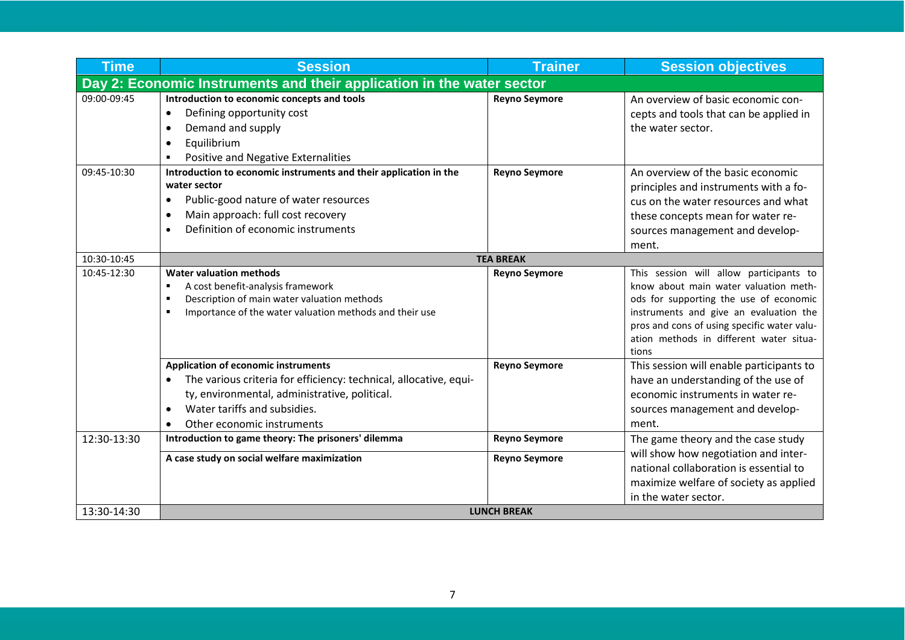| Time | Session | Trainer | Session objectives |
|---|---|---|---|
| **Day 2: Economic Instruments and their application in the water sector** | | | |
| 09:00-09:45 | **Introduction to economic concepts and tools**<br>• Defining opportunity cost<br>• Demand and supply<br>• Equilibrium<br>▪ Positive and Negative Externalities | **Reyno Seymore** | An overview of basic economic concepts and tools that can be applied in the water sector. |
| 09:45-10:30 | **Introduction to economic instruments and their application in the water sector**<br>• Public-good nature of water resources<br>• Main approach: full cost recovery<br>• Definition of economic instruments | **Reyno Seymore** | An overview of the basic economic principles and instruments with a focus on the water resources and what these concepts mean for water resources management and development. |
| 10:30-10:45 | **TEA BREAK** | | |
| 10:45-12:30 | **Water valuation methods**<br>▪ A cost benefit-analysis framework<br>▪ Description of main water valuation methods<br>▪ Importance of the water valuation methods and their use | **Reyno Seymore** | This session will allow participants to know about main water valuation methods for supporting the use of economic instruments and give an evaluation the pros and cons of using specific water valuation methods in different water situations |
| | **Application of economic instruments**<br>• The various criteria for efficiency: technical, allocative, equity, environmental, administrative, political.<br>• Water tariffs and subsidies.<br>• Other economic instruments | **Reyno Seymore** | This session will enable participants to have an understanding of the use of economic instruments in water resources management and development. |
| 12:30-13:30 | **Introduction to game theory: The prisoners' dilemma** | **Reyno Seymore** | The game theory and the case study will show how negotiation and international collaboration is essential to maximize welfare of society as applied in the water sector. |
| | **A case study on social welfare maximization** | **Reyno Seymore** | |
| 13:30-14:30 | **LUNCH BREAK** | | |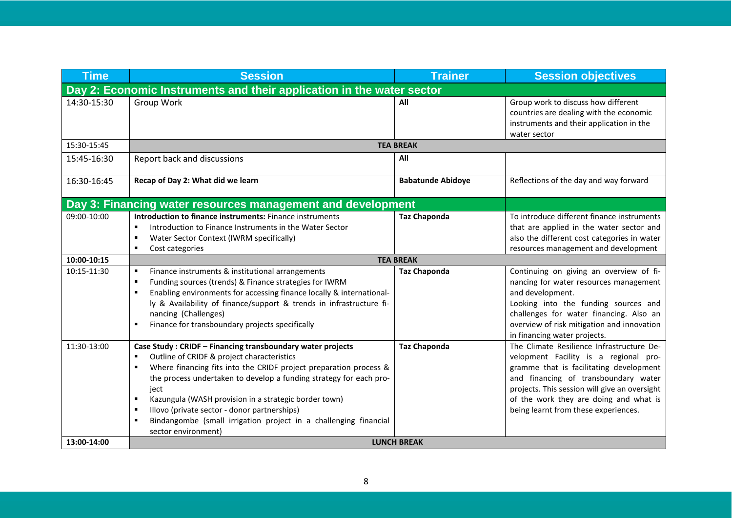| Time | Session | Trainer | Session objectives |
|---|---|---|---|
| **Day 2: Economic Instruments and their application in the water sector** | | | |
| 14:30-15:30 | Group Work | **All** | Group work to discuss how different countries are dealing with the economic instruments and their application in the water sector |
| 15:30-15:45 | **TEA BREAK** | | |
| 15:45-16:30 | Report back and discussions | **All** | |
| 16:30-16:45 | **Recap of Day 2: What did we learn** | **Babatunde Abidoye** | Reflections of the day and way forward |
| **Day 3: Financing water resources management and development** | | | |
| 09:00-10:00 | **Introduction to finance instruments:** Finance instruments<br>▪ Introduction to Finance Instruments in the Water Sector<br>▪ Water Sector Context (IWRM specifically)<br>▪ Cost categories | **Taz Chaponda** | To introduce different finance instruments that are applied in the water sector and also the different cost categories in water resources management and development |
| **10:00-10:15** | **TEA BREAK** | | |
| 10:15-11:30 | ▪ Finance instruments & institutional arrangements<br>▪ Funding sources (trends) & Finance strategies for IWRM<br>▪ Enabling environments for accessing finance locally & internationally & Availability of finance/support & trends in infrastructure financing (Challenges)<br>▪ Finance for transboundary projects specifically | **Taz Chaponda** | Continuing on giving an overview of financing for water resources management and development.<br>Looking into the funding sources and challenges for water financing. Also an overview of risk mitigation and innovation in financing water projects. |
| 11:30-13:00 | **Case Study : CRIDF – Financing transboundary water projects**<br>▪ Outline of CRIDF & project characteristics<br>▪ Where financing fits into the CRIDF project preparation process & the process undertaken to develop a funding strategy for each project<br>▪ Kazungula (WASH provision in a strategic border town)<br>▪ Illovo (private sector - donor partnerships)<br>▪ Bindangombe (small irrigation project in a challenging financial sector environment) | **Taz Chaponda** | The Climate Resilience Infrastructure Development Facility is a regional programme that is facilitating development and financing of transboundary water projects. This session will give an oversight of the work they are doing and what is being learnt from these experiences. |
| **13:00-14:00** | **LUNCH BREAK** | | |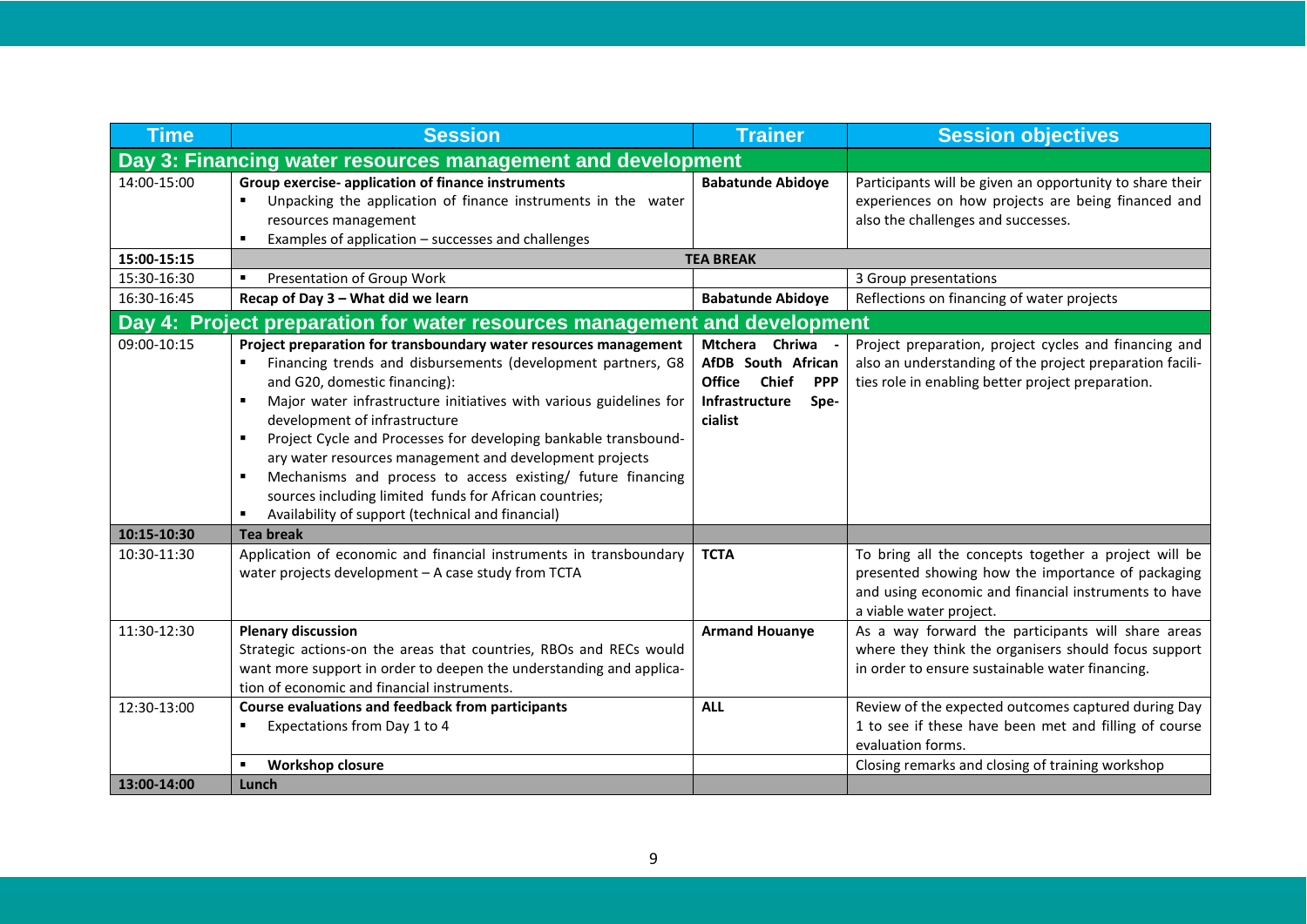| Time | Session | Trainer | Session objectives |
|---|---|---|---|
| **Day 3: Financing water resources management and development** | | | |
| 14:00-15:00 | **Group exercise- application of finance instruments**<br>▪ Unpacking the application of finance instruments in the water resources management<br>▪ Examples of application – successes and challenges | **Babatunde Abidoye** | Participants will be given an opportunity to share their experiences on how projects are being financed and also the challenges and successes. |
| **15:00-15:15** | **TEA BREAK** | | |
| 15:30-16:30 | ▪ Presentation of Group Work | | 3 Group presentations |
| 16:30-16:45 | **Recap of Day 3 – What did we learn** | **Babatunde Abidoye** | Reflections on financing of water projects |
| **Day 4: Project preparation for water resources management and development** | | | |
| 09:00-10:15 | **Project preparation for transboundary water resources management**<br>▪ Financing trends and disbursements (development partners, G8 and G20, domestic financing):<br>▪ Major water infrastructure initiatives with various guidelines for development of infrastructure<br>▪ Project Cycle and Processes for developing bankable transboundary water resources management and development projects<br>▪ Mechanisms and process to access existing/ future financing sources including limited funds for African countries;<br>▪ Availability of support (technical and financial) | **Mtchera Chriwa - AfDB South African Office Chief PPP Infrastructure Specialist** | Project preparation, project cycles and financing and also an understanding of the project preparation facilities role in enabling better project preparation. |
| **10:15-10:30** | **Tea break** | | |
| 10:30-11:30 | Application of economic and financial instruments in transboundary water projects development – A case study from TCTA | **TCTA** | To bring all the concepts together a project will be presented showing how the importance of packaging and using economic and financial instruments to have a viable water project. |
| 11:30-12:30 | **Plenary discussion**<br>Strategic actions-on the areas that countries, RBOs and RECs would want more support in order to deepen the understanding and application of economic and financial instruments. | **Armand Houanye** | As a way forward the participants will share areas where they think the organisers should focus support in order to ensure sustainable water financing. |
| 12:30-13:00 | **Course evaluations and feedback from participants**<br>▪ Expectations from Day 1 to 4 | **ALL** | Review of the expected outcomes captured during Day 1 to see if these have been met and filling of course evaluation forms. |
| | ▪ **Workshop closure** | | Closing remarks and closing of training workshop |
| **13:00-14:00** | **Lunch** | | |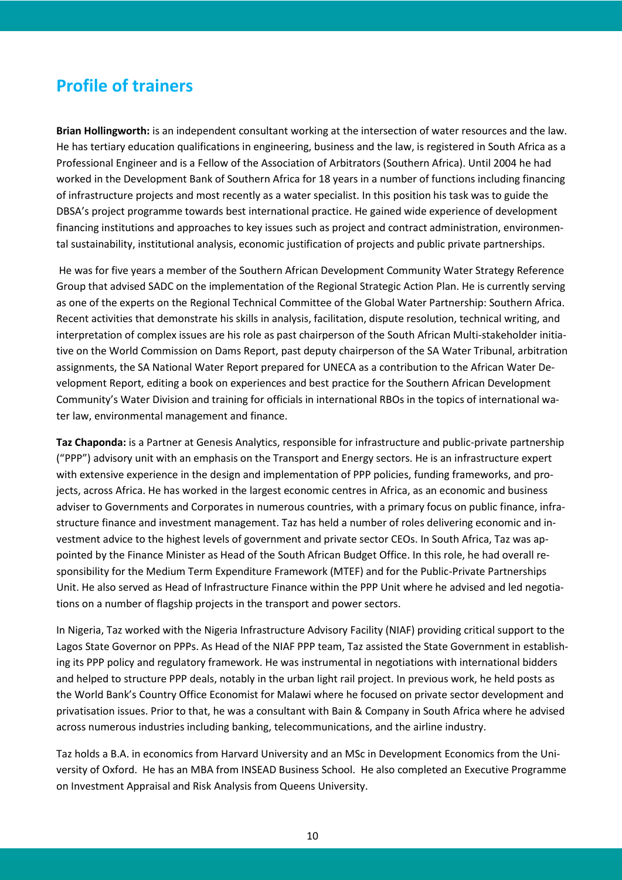## Profile of trainers

**Brian Hollingworth:** is an independent consultant working at the intersection of water resources and the law. He has tertiary education qualifications in engineering, business and the law, is registered in South Africa as a Professional Engineer and is a Fellow of the Association of Arbitrators (Southern Africa). Until 2004 he had worked in the Development Bank of Southern Africa for 18 years in a number of functions including financing of infrastructure projects and most recently as a water specialist. In this position his task was to guide the DBSA's project programme towards best international practice. He gained wide experience of development financing institutions and approaches to key issues such as project and contract administration, environmental sustainability, institutional analysis, economic justification of projects and public private partnerships.

He was for five years a member of the Southern African Development Community Water Strategy Reference Group that advised SADC on the implementation of the Regional Strategic Action Plan. He is currently serving as one of the experts on the Regional Technical Committee of the Global Water Partnership: Southern Africa. Recent activities that demonstrate his skills in analysis, facilitation, dispute resolution, technical writing, and interpretation of complex issues are his role as past chairperson of the South African Multi-stakeholder initiative on the World Commission on Dams Report, past deputy chairperson of the SA Water Tribunal, arbitration assignments, the SA National Water Report prepared for UNECA as a contribution to the African Water Development Report, editing a book on experiences and best practice for the Southern African Development Community's Water Division and training for officials in international RBOs in the topics of international water law, environmental management and finance.

**Taz Chaponda:** is a Partner at Genesis Analytics, responsible for infrastructure and public-private partnership ("PPP") advisory unit with an emphasis on the Transport and Energy sectors. He is an infrastructure expert with extensive experience in the design and implementation of PPP policies, funding frameworks, and projects, across Africa. He has worked in the largest economic centres in Africa, as an economic and business adviser to Governments and Corporates in numerous countries, with a primary focus on public finance, infrastructure finance and investment management. Taz has held a number of roles delivering economic and investment advice to the highest levels of government and private sector CEOs. In South Africa, Taz was appointed by the Finance Minister as Head of the South African Budget Office. In this role, he had overall responsibility for the Medium Term Expenditure Framework (MTEF) and for the Public-Private Partnerships Unit. He also served as Head of Infrastructure Finance within the PPP Unit where he advised and led negotiations on a number of flagship projects in the transport and power sectors.

In Nigeria, Taz worked with the Nigeria Infrastructure Advisory Facility (NIAF) providing critical support to the Lagos State Governor on PPPs. As Head of the NIAF PPP team, Taz assisted the State Government in establishing its PPP policy and regulatory framework. He was instrumental in negotiations with international bidders and helped to structure PPP deals, notably in the urban light rail project. In previous work, he held posts as the World Bank's Country Office Economist for Malawi where he focused on private sector development and privatisation issues. Prior to that, he was a consultant with Bain & Company in South Africa where he advised across numerous industries including banking, telecommunications, and the airline industry.

Taz holds a B.A. in economics from Harvard University and an MSc in Development Economics from the University of Oxford. He has an MBA from INSEAD Business School. He also completed an Executive Programme on Investment Appraisal and Risk Analysis from Queens University.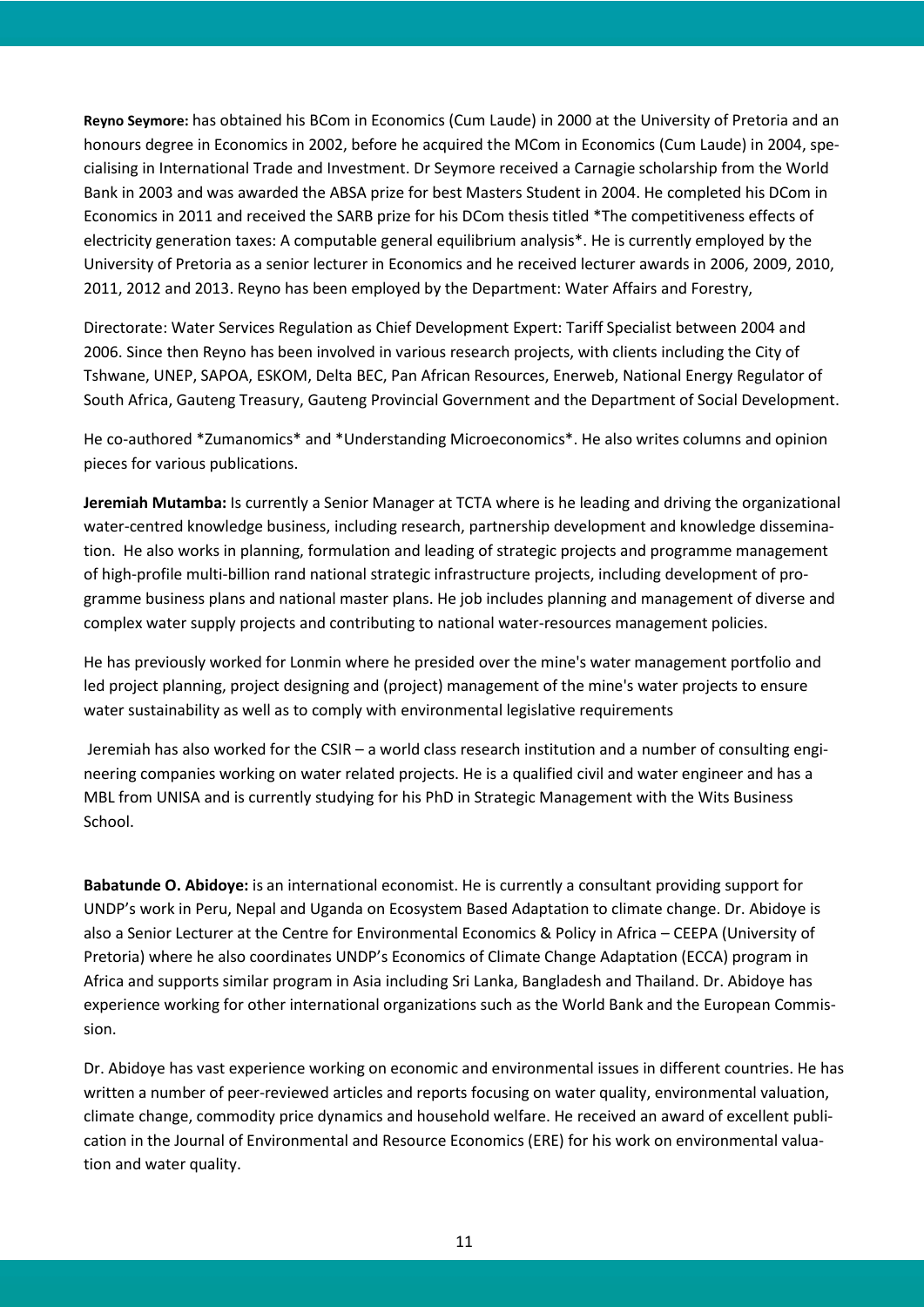**Reyno Seymore:** has obtained his BCom in Economics (Cum Laude) in 2000 at the University of Pretoria and an honours degree in Economics in 2002, before he acquired the MCom in Economics (Cum Laude) in 2004, specialising in International Trade and Investment. Dr Seymore received a Carnagie scholarship from the World Bank in 2003 and was awarded the ABSA prize for best Masters Student in 2004. He completed his DCom in Economics in 2011 and received the SARB prize for his DCom thesis titled *The competitiveness effects of electricity generation taxes: A computable general equilibrium analysis*. He is currently employed by the University of Pretoria as a senior lecturer in Economics and he received lecturer awards in 2006, 2009, 2010, 2011, 2012 and 2013. Reyno has been employed by the Department: Water Affairs and Forestry,

Directorate: Water Services Regulation as Chief Development Expert: Tariff Specialist between 2004 and 2006. Since then Reyno has been involved in various research projects, with clients including the City of Tshwane, UNEP, SAPOA, ESKOM, Delta BEC, Pan African Resources, Enerweb, National Energy Regulator of South Africa, Gauteng Treasury, Gauteng Provincial Government and the Department of Social Development.

He co-authored *Zumanomics* and *Understanding Microeconomics*. He also writes columns and opinion pieces for various publications.

**Jeremiah Mutamba:** Is currently a Senior Manager at TCTA where is he leading and driving the organizational water-centred knowledge business, including research, partnership development and knowledge dissemination. He also works in planning, formulation and leading of strategic projects and programme management of high-profile multi-billion rand national strategic infrastructure projects, including development of programme business plans and national master plans. He job includes planning and management of diverse and complex water supply projects and contributing to national water-resources management policies.

He has previously worked for Lonmin where he presided over the mine's water management portfolio and led project planning, project designing and (project) management of the mine's water projects to ensure water sustainability as well as to comply with environmental legislative requirements

Jeremiah has also worked for the CSIR – a world class research institution and a number of consulting engineering companies working on water related projects. He is a qualified civil and water engineer and has a MBL from UNISA and is currently studying for his PhD in Strategic Management with the Wits Business School.

**Babatunde O. Abidoye:** is an international economist. He is currently a consultant providing support for UNDP's work in Peru, Nepal and Uganda on Ecosystem Based Adaptation to climate change. Dr. Abidoye is also a Senior Lecturer at the Centre for Environmental Economics & Policy in Africa – CEEPA (University of Pretoria) where he also coordinates UNDP's Economics of Climate Change Adaptation (ECCA) program in Africa and supports similar program in Asia including Sri Lanka, Bangladesh and Thailand. Dr. Abidoye has experience working for other international organizations such as the World Bank and the European Commission.

Dr. Abidoye has vast experience working on economic and environmental issues in different countries. He has written a number of peer-reviewed articles and reports focusing on water quality, environmental valuation, climate change, commodity price dynamics and household welfare. He received an award of excellent publication in the Journal of Environmental and Resource Economics (ERE) for his work on environmental valuation and water quality.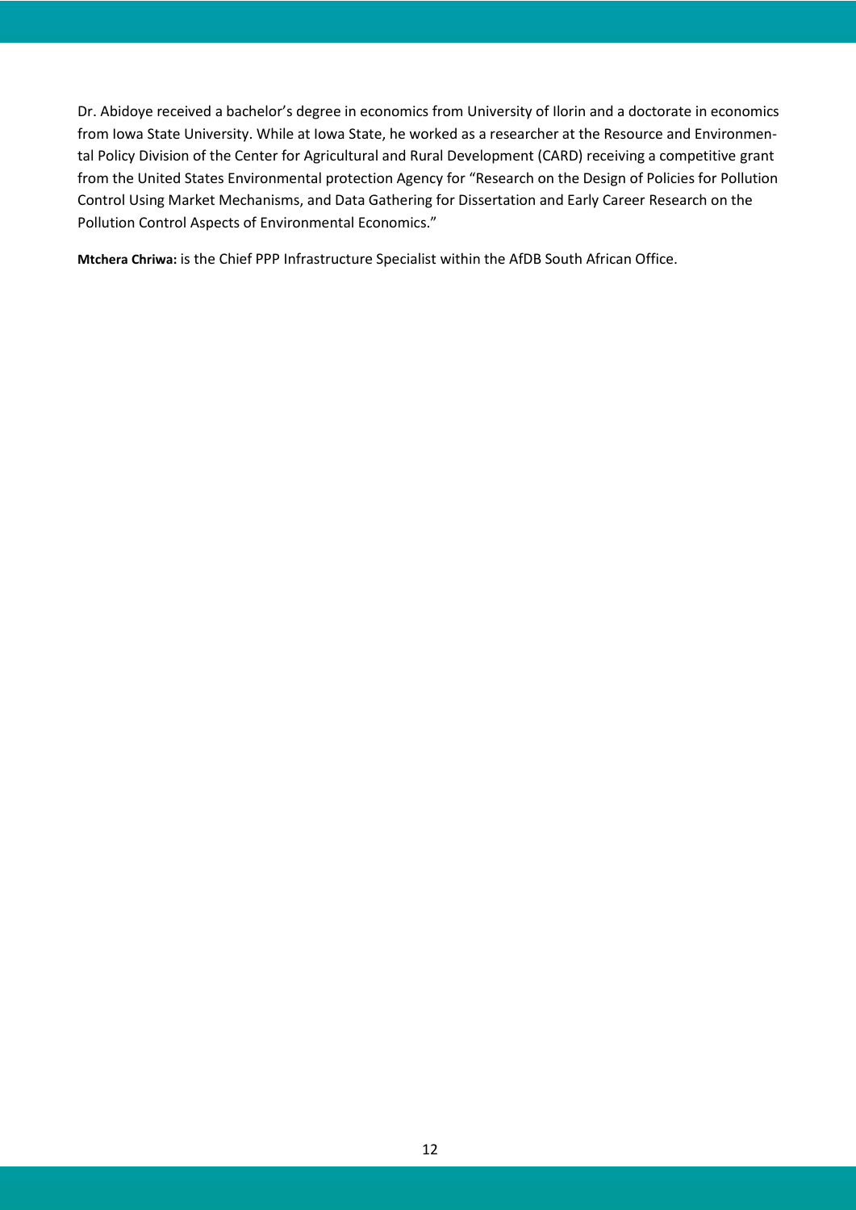Dr. Abidoye received a bachelor's degree in economics from University of Ilorin and a doctorate in economics from Iowa State University. While at Iowa State, he worked as a researcher at the Resource and Environmental Policy Division of the Center for Agricultural and Rural Development (CARD) receiving a competitive grant from the United States Environmental protection Agency for "Research on the Design of Policies for Pollution Control Using Market Mechanisms, and Data Gathering for Dissertation and Early Career Research on the Pollution Control Aspects of Environmental Economics."

**Mtchera Chriwa:** is the Chief PPP Infrastructure Specialist within the AfDB South African Office.